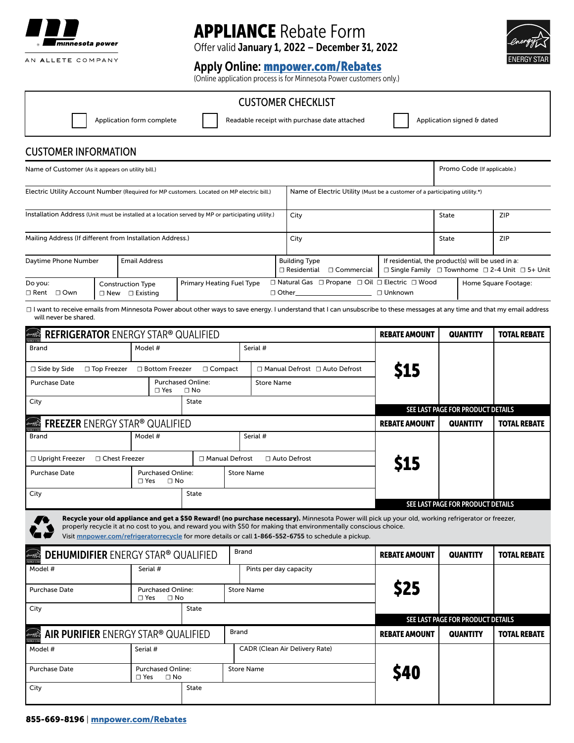minnesota power
AN ALLETE COMPANY

# APPLIANCE Rebate Form

Offer valid **January 1, 2022 – December 31, 2022**

## Apply Online: mnpower.com/Rebates

(Online application process is for Minnesota Power customers only.)

ENERGY STAR

## CUSTOMER CHECKLIST

☐ Application form complete ☐ Readable receipt with purchase date attached ☐ Application signed & dated

## CUSTOMER INFORMATION

| Name of Customer (As it appears on utility bill.) | | Promo Code (If applicable.) | |
|---|---|---|---|
| Electric Utility Account Number (Required for MP customers. Located on MP electric bill.) | Name of Electric Utility (Must be a customer of a participating utility.*) | | |
| Installation Address (Unit must be installed at a location served by MP or participating utility.) | City | State | ZIP |
| Mailing Address (If different from Installation Address.) | City | State | ZIP |

| Daytime Phone Number | Email Address | Building Type ☐ Residential ☐ Commercial | If residential, the product(s) will be used in a: ☐ Single Family ☐ Townhome ☐ 2-4 Unit ☐ 5+ Unit |
|---|---|---|---|

| Do you: ☐ Rent ☐ Own | Construction Type ☐ New ☐ Existing | Primary Heating Fuel Type | ☐ Natural Gas ☐ Propane ☐ Oil ☐ Electric ☐ Wood ☐ Other\_\_\_\_\_\_\_\_ ☐ Unknown | Home Square Footage: |
|---|---|---|---|---|

☐ I want to receive emails from Minnesota Power about other ways to save energy. I understand that I can unsubscribe to these messages at any time and that my email address will never be shared.

| **REFRIGERATOR** ENERGY STAR® QUALIFIED | | | REBATE AMOUNT | QUANTITY | TOTAL REBATE |
|---|---|---|---|---|---|
| Brand | Model # | Serial # | **$15** | | |
| ☐ Side by Side ☐ Top Freezer ☐ Bottom Freezer ☐ Compact | | ☐ Manual Defrost ☐ Auto Defrost | | | |
| Purchase Date | Purchased Online: ☐ Yes ☐ No | Store Name | | | |
| City | State | | SEE LAST PAGE FOR PRODUCT DETAILS | | |

| **FREEZER** ENERGY STAR® QUALIFIED | | | REBATE AMOUNT | QUANTITY | TOTAL REBATE |
|---|---|---|---|---|---|
| Brand | Model # | Serial # | **$15** | | |
| ☐ Upright Freezer ☐ Chest Freezer | ☐ Manual Defrost ☐ Auto Defrost | | | | |
| Purchase Date | Purchased Online: ☐ Yes ☐ No | Store Name | | | |
| City | State | | SEE LAST PAGE FOR PRODUCT DETAILS | | |

**Recycle your old appliance and get a $50 Reward! (no purchase necessary).** Minnesota Power will pick up your old, working refrigerator or freezer, properly recycle it at no cost to you, and reward you with $50 for making that environmentally conscious choice.
Visit mnpower.com/refrigeratorrecycle for more details or call **1-866-552-6755** to schedule a pickup.

| **DEHUMIDIFIER** ENERGY STAR® QUALIFIED | | Brand | REBATE AMOUNT | QUANTITY | TOTAL REBATE |
|---|---|---|---|---|---|
| Model # | Serial # | Pints per day capacity | **$25** | | |
| Purchase Date | Purchased Online: ☐ Yes ☐ No | Store Name | | | |
| City | State | | SEE LAST PAGE FOR PRODUCT DETAILS | | |

| **AIR PURIFIER** ENERGY STAR® QUALIFIED | | Brand | REBATE AMOUNT | QUANTITY | TOTAL REBATE |
|---|---|---|---|---|---|
| Model # | Serial # | CADR (Clean Air Delivery Rate) | **$40** | | |
| Purchase Date | Purchased Online: ☐ Yes ☐ No | Store Name | | | |
| City | State | | | | |

**855-669-8196** | mnpower.com/Rebates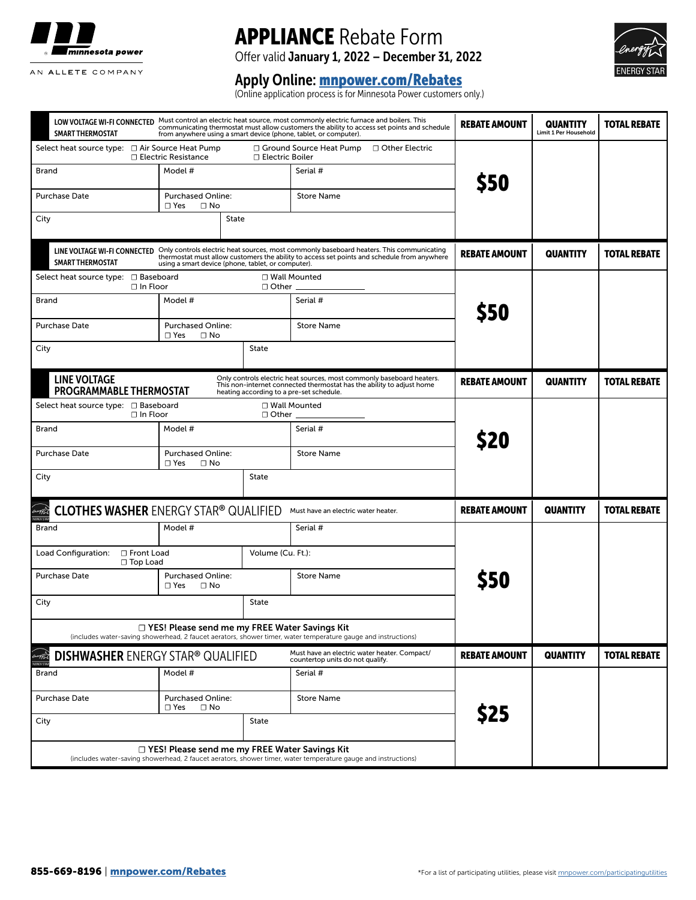# APPLIANCE Rebate Form

Offer valid **January 1, 2022 – December 31, 2022**

## Apply Online: mnpower.com/Rebates

(Online application process is for Minnesota Power customers only.)

## LOW VOLTAGE WI-FI CONNECTED SMART THERMOSTAT

Must control an electric heat source, most commonly electric furnace and boilers. This communicating thermostat must allow customers the ability to access set points and schedule from anywhere using a smart device (phone, tablet, or computer).

| | | | REBATE AMOUNT | QUANTITY Limit 1 Per Household | TOTAL REBATE |
|---|---|---|---|---|---|
| Select heat source type: ☐ Air Source Heat Pump ☐ Electric Resistance ☐ Ground Source Heat Pump ☐ Electric Boiler ☐ Other Electric | | | $50 | | |
| Brand | Model # | Serial # | | | |
| Purchase Date | Purchased Online: ☐ Yes ☐ No | Store Name | | | |
| City | State | | | | |

## LINE VOLTAGE WI-FI CONNECTED SMART THERMOSTAT

Only controls electric heat sources, most commonly baseboard heaters. This communicating thermostat must allow customers the ability to access set points and schedule from anywhere using a smart device (phone, tablet, or computer).

| | | | REBATE AMOUNT | QUANTITY | TOTAL REBATE |
|---|---|---|---|---|---|
| Select heat source type: ☐ Baseboard ☐ In Floor ☐ Wall Mounted ☐ Other ______ | | | $50 | | |
| Brand | Model # | Serial # | | | |
| Purchase Date | Purchased Online: ☐ Yes ☐ No | Store Name | | | |
| City | State | | | | |

## LINE VOLTAGE PROGRAMMABLE THERMOSTAT

Only controls electric heat sources, most commonly baseboard heaters. This non-internet connected thermostat has the ability to adjust home heating according to a pre-set schedule.

| | | | REBATE AMOUNT | QUANTITY | TOTAL REBATE |
|---|---|---|---|---|---|
| Select heat source type: ☐ Baseboard ☐ In Floor ☐ Wall Mounted ☐ Other ______ | | | $20 | | |
| Brand | Model # | Serial # | | | |
| Purchase Date | Purchased Online: ☐ Yes ☐ No | Store Name | | | |
| City | State | | | | |

## CLOTHES WASHER ENERGY STAR® QUALIFIED

Must have an electric water heater.

| | | | REBATE AMOUNT | QUANTITY | TOTAL REBATE |
|---|---|---|---|---|---|
| Brand | Model # | Serial # | $50 | | |
| Load Configuration: ☐ Front Load ☐ Top Load | Volume (Cu. Ft.): | | | | |
| Purchase Date | Purchased Online: ☐ Yes ☐ No | Store Name | | | |
| City | State | | | | |
| ☐ **YES! Please send me my FREE Water Savings Kit** (includes water-saving showerhead, 2 faucet aerators, shower timer, water temperature gauge and instructions) | | | | | |

## DISHWASHER ENERGY STAR® QUALIFIED

Must have an electric water heater. Compact/countertop units do not qualify.

| | | | REBATE AMOUNT | QUANTITY | TOTAL REBATE |
|---|---|---|---|---|---|
| Brand | Model # | Serial # | $25 | | |
| Purchase Date | Purchased Online: ☐ Yes ☐ No | Store Name | | | |
| City | State | | | | |
| ☐ **YES! Please send me my FREE Water Savings Kit** (includes water-saving showerhead, 2 faucet aerators, shower timer, water temperature gauge and instructions) | | | | | |

**855-669-8196** | **mnpower.com/Rebates**

*For a list of participating utilities, please visit mnpower.com/participatingutilities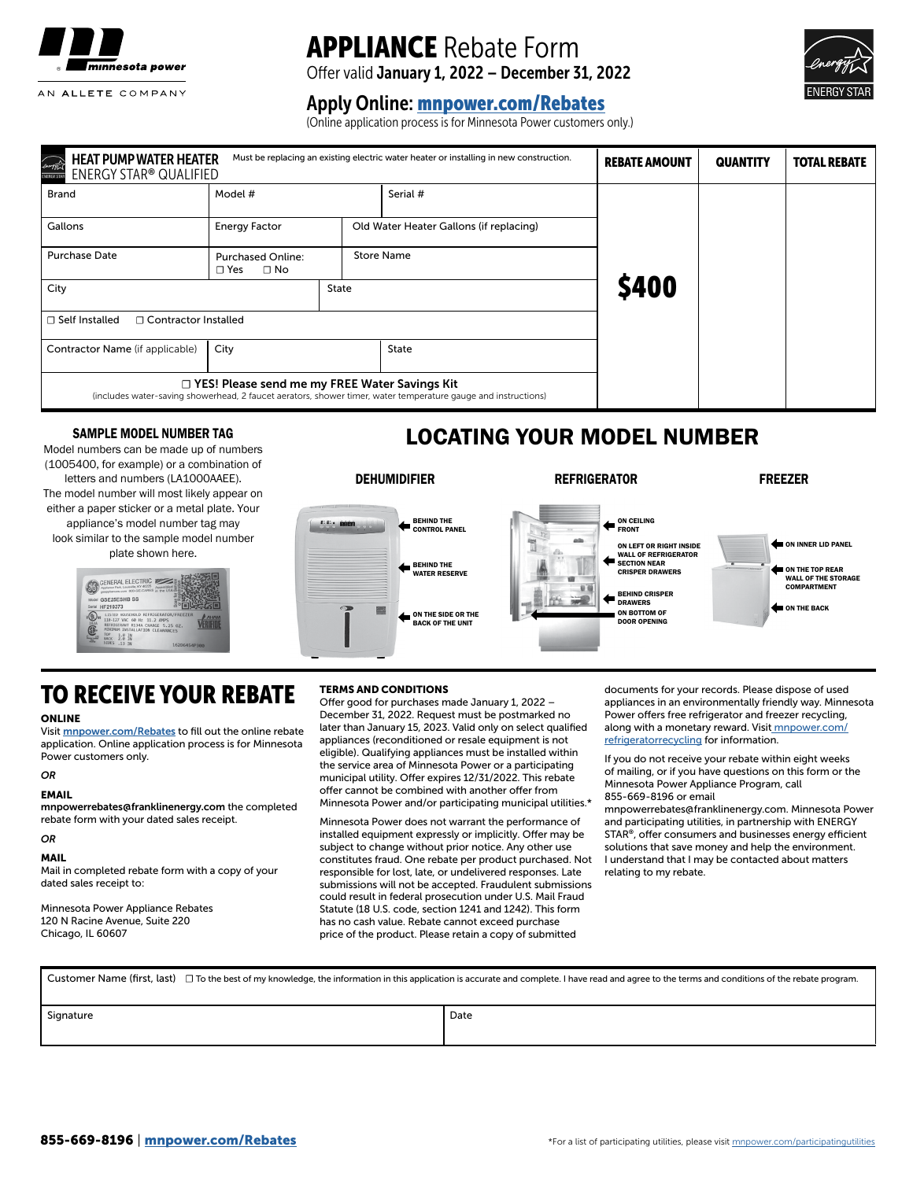# APPLIANCE Rebate Form

Offer valid **January 1, 2022 – December 31, 2022**

## Apply Online: mnpower.com/Rebates

(Online application process is for Minnesota Power customers only.)

| HEAT PUMP WATER HEATER ENERGY STAR® QUALIFIED — Must be replacing an existing electric water heater or installing in new construction. | | | REBATE AMOUNT | QUANTITY | TOTAL REBATE |
|---|---|---|---|---|---|
| Brand | Model # | Serial # | $400 | | |
| Gallons | Energy Factor | Old Water Heater Gallons (if replacing) | | | |
| Purchase Date | Purchased Online: ☐ Yes ☐ No | Store Name | | | |
| City | State | | | | |
| ☐ Self Installed ☐ Contractor Installed | | | | | |
| Contractor Name (if applicable) | City | State | | | |
| ☐ YES! Please send me my FREE Water Savings Kit (includes water-saving showerhead, 2 faucet aerators, shower timer, water temperature gauge and instructions) | | | | | |

### SAMPLE MODEL NUMBER TAG

Model numbers can be made up of numbers (1005400, for example) or a combination of letters and numbers (LA1000AAEE). The model number will most likely appear on either a paper sticker or a metal plate. Your appliance's model number tag may look similar to the sample model number plate shown here.

## LOCATING YOUR MODEL NUMBER

**DEHUMIDIFIER**

- BEHIND THE CONTROL PANEL
- BEHIND THE WATER RESERVE
- ON THE SIDE OR THE BACK OF THE UNIT

**REFRIGERATOR**

- ON CEILING FRONT
- ON LEFT OR RIGHT INSIDE WALL OF REFRIGERATOR SECTION NEAR CRISPER DRAWERS
- BEHIND CRISPER DRAWERS
- ON BOTTOM OF DOOR OPENING

**FREEZER**

- ON INNER LID PANEL
- ON THE TOP REAR WALL OF THE STORAGE COMPARTMENT
- ON THE BACK

# TO RECEIVE YOUR REBATE

**ONLINE**

Visit mnpower.com/Rebates to fill out the online rebate application. Online application process is for Minnesota Power customers only.

*OR*

**EMAIL**

**mnpowerrebates@franklinenergy.com** the completed rebate form with your dated sales receipt.

*OR*

**MAIL**

Mail in completed rebate form with a copy of your dated sales receipt to:

Minnesota Power Appliance Rebates
120 N Racine Avenue, Suite 220
Chicago, IL 60607

**TERMS AND CONDITIONS**

Offer good for purchases made January 1, 2022 – December 31, 2022. Request must be postmarked no later than January 15, 2023. Valid only on select qualified appliances (reconditioned or resale equipment is not eligible). Qualifying appliances must be installed within the service area of Minnesota Power or a participating municipal utility. Offer expires 12/31/2022. This rebate offer cannot be combined with another offer from Minnesota Power and/or participating municipal utilities.*

Minnesota Power does not warrant the performance of installed equipment expressly or implicitly. Offer may be subject to change without prior notice. Any other use constitutes fraud. One rebate per product purchased. Not responsible for lost, late, or undelivered responses. Late submissions will not be accepted. Fraudulent submissions could result in federal prosecution under U.S. Mail Fraud Statute (18 U.S. code, section 1241 and 1242). This form has no cash value. Rebate cannot exceed purchase price of the product. Please retain a copy of submitted documents for your records. Please dispose of used appliances in an environmentally friendly way. Minnesota Power offers free refrigerator and freezer recycling, along with a monetary reward. Visit mnpower.com/refrigeratorrecycling for information.

If you do not receive your rebate within eight weeks of mailing, or if you have questions on this form or the Minnesota Power Appliance Program, call 855-669-8196 or email mnpowerrebates@franklinenergy.com. Minnesota Power and participating utilities, in partnership with ENERGY STAR®, offer consumers and businesses energy efficient solutions that save money and help the environment. I understand that I may be contacted about matters relating to my rebate.

| Customer Name (first, last) ☐ To the best of my knowledge, the information in this application is accurate and complete. I have read and agree to the terms and conditions of the rebate program. | |
|---|---|
| Signature | Date |

**855-669-8196** | mnpower.com/Rebates

*For a list of participating utilities, please visit mnpower.com/participatingutilities